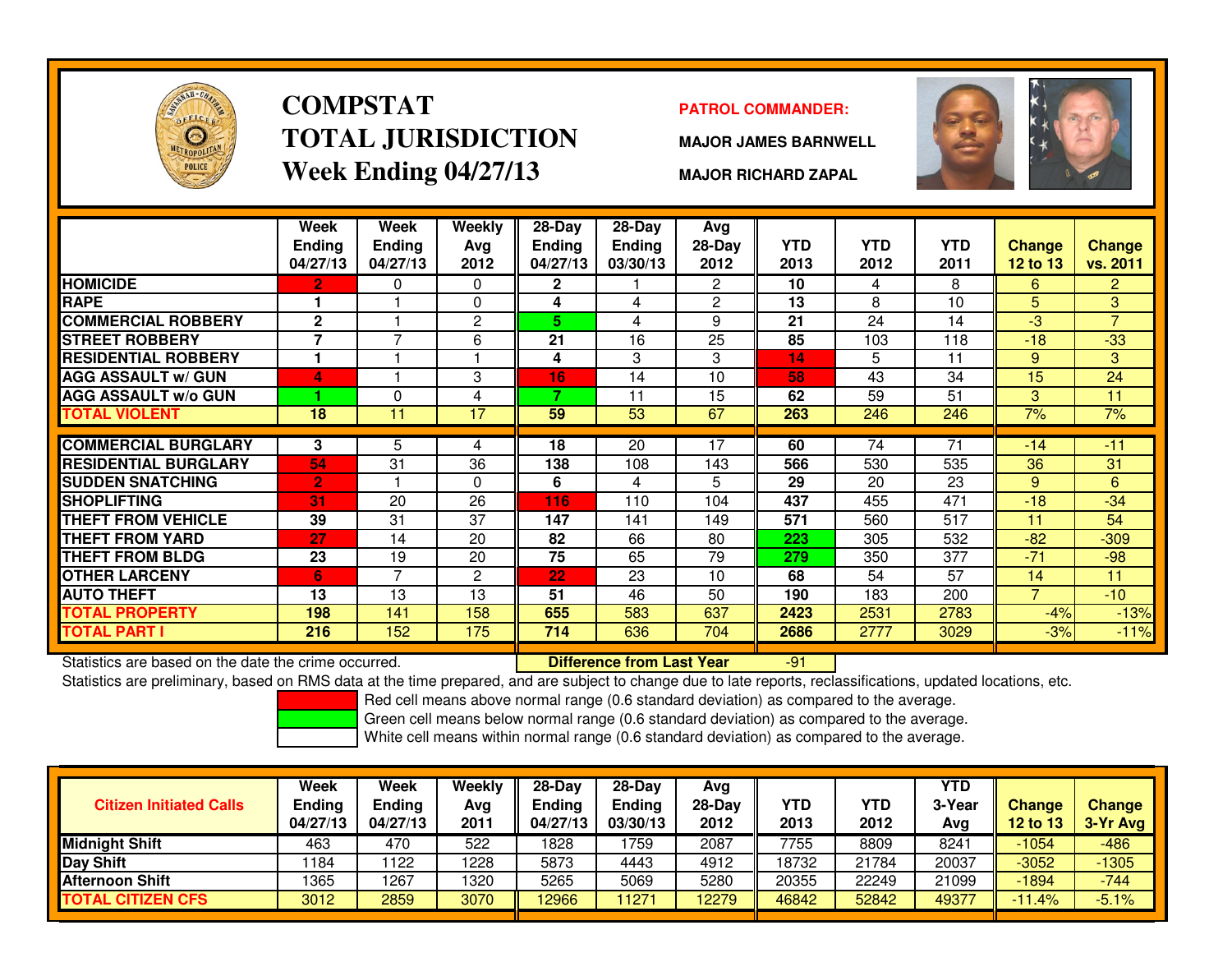# COMPSTAT
# TOTAL JURISDICTION
## Week Ending 04/27/13

**PATROL COMMANDER:**

**MAJOR JAMES BARNWELL**

**MAJOR RICHARD ZAPAL**

| | Week Ending 04/27/13 | Week Ending 04/27/13 | Weekly Avg 2012 | 28-Day Ending 04/27/13 | 28-Day Ending 03/30/13 | Avg 28-Day 2012 | YTD 2013 | YTD 2012 | YTD 2011 | Change 12 to 13 | Change vs. 2011 |
|---|---|---|---|---|---|---|---|---|---|---|---|
| HOMICIDE | 2 | 0 | 0 | 2 | 1 | 2 | 10 | 4 | 8 | 6 | 2 |
| RAPE | 1 | 1 | 0 | 4 | 4 | 2 | 13 | 8 | 10 | 5 | 3 |
| COMMERCIAL ROBBERY | 2 | 1 | 2 | 5 | 4 | 9 | 21 | 24 | 14 | -3 | 7 |
| STREET ROBBERY | 7 | 7 | 6 | 21 | 16 | 25 | 85 | 103 | 118 | -18 | -33 |
| RESIDENTIAL ROBBERY | 1 | 1 | 1 | 4 | 3 | 3 | 14 | 5 | 11 | 9 | 3 |
| AGG ASSAULT w/ GUN | 4 | 1 | 3 | 16 | 14 | 10 | 58 | 43 | 34 | 15 | 24 |
| AGG ASSAULT w/o GUN | 1 | 0 | 4 | 7 | 11 | 15 | 62 | 59 | 51 | 3 | 11 |
| TOTAL VIOLENT | 18 | 11 | 17 | 59 | 53 | 67 | 263 | 246 | 246 | 7% | 7% |
| COMMERCIAL BURGLARY | 3 | 5 | 4 | 18 | 20 | 17 | 60 | 74 | 71 | -14 | -11 |
| RESIDENTIAL BURGLARY | 54 | 31 | 36 | 138 | 108 | 143 | 566 | 530 | 535 | 36 | 31 |
| SUDDEN SNATCHING | 2 | 1 | 0 | 6 | 4 | 5 | 29 | 20 | 23 | 9 | 6 |
| SHOPLIFTING | 31 | 20 | 26 | 116 | 110 | 104 | 437 | 455 | 471 | -18 | -34 |
| THEFT FROM VEHICLE | 39 | 31 | 37 | 147 | 141 | 149 | 571 | 560 | 517 | 11 | 54 |
| THEFT FROM YARD | 27 | 14 | 20 | 82 | 66 | 80 | 223 | 305 | 532 | -82 | -309 |
| THEFT FROM BLDG | 23 | 19 | 20 | 75 | 65 | 79 | 279 | 350 | 377 | -71 | -98 |
| OTHER LARCENY | 6 | 7 | 2 | 22 | 23 | 10 | 68 | 54 | 57 | 14 | 11 |
| AUTO THEFT | 13 | 13 | 13 | 51 | 46 | 50 | 190 | 183 | 200 | 7 | -10 |
| TOTAL PROPERTY | 198 | 141 | 158 | 655 | 583 | 637 | 2423 | 2531 | 2783 | -4% | -13% |
| TOTAL PART I | 216 | 152 | 175 | 714 | 636 | 704 | 2686 | 2777 | 3029 | -3% | -11% |

Statistics are based on the date the crime occurred. **Difference from Last Year** -91

Statistics are preliminary, based on RMS data at the time prepared, and are subject to change due to late reports, reclassifications, updated locations, etc.

Red cell means above normal range (0.6 standard deviation) as compared to the average.
Green cell means below normal range (0.6 standard deviation) as compared to the average.
White cell means within normal range (0.6 standard deviation) as compared to the average.

| Citizen Initiated Calls | Week Ending 04/27/13 | Week Ending 04/27/13 | Weekly Avg 2011 | 28-Day Ending 04/27/13 | 28-Day Ending 03/30/13 | Avg 28-Day 2012 | YTD 2013 | YTD 2012 | YTD 3-Year Avg | Change 12 to 13 | Change 3-Yr Avg |
|---|---|---|---|---|---|---|---|---|---|---|---|
| Midnight Shift | 463 | 470 | 522 | 1828 | 1759 | 2087 | 7755 | 8809 | 8241 | -1054 | -486 |
| Day Shift | 1184 | 1122 | 1228 | 5873 | 4443 | 4912 | 18732 | 21784 | 20037 | -3052 | -1305 |
| Afternoon Shift | 1365 | 1267 | 1320 | 5265 | 5069 | 5280 | 20355 | 22249 | 21099 | -1894 | -744 |
| TOTAL CITIZEN CFS | 3012 | 2859 | 3070 | 12966 | 11271 | 12279 | 46842 | 52842 | 49377 | -11.4% | -5.1% |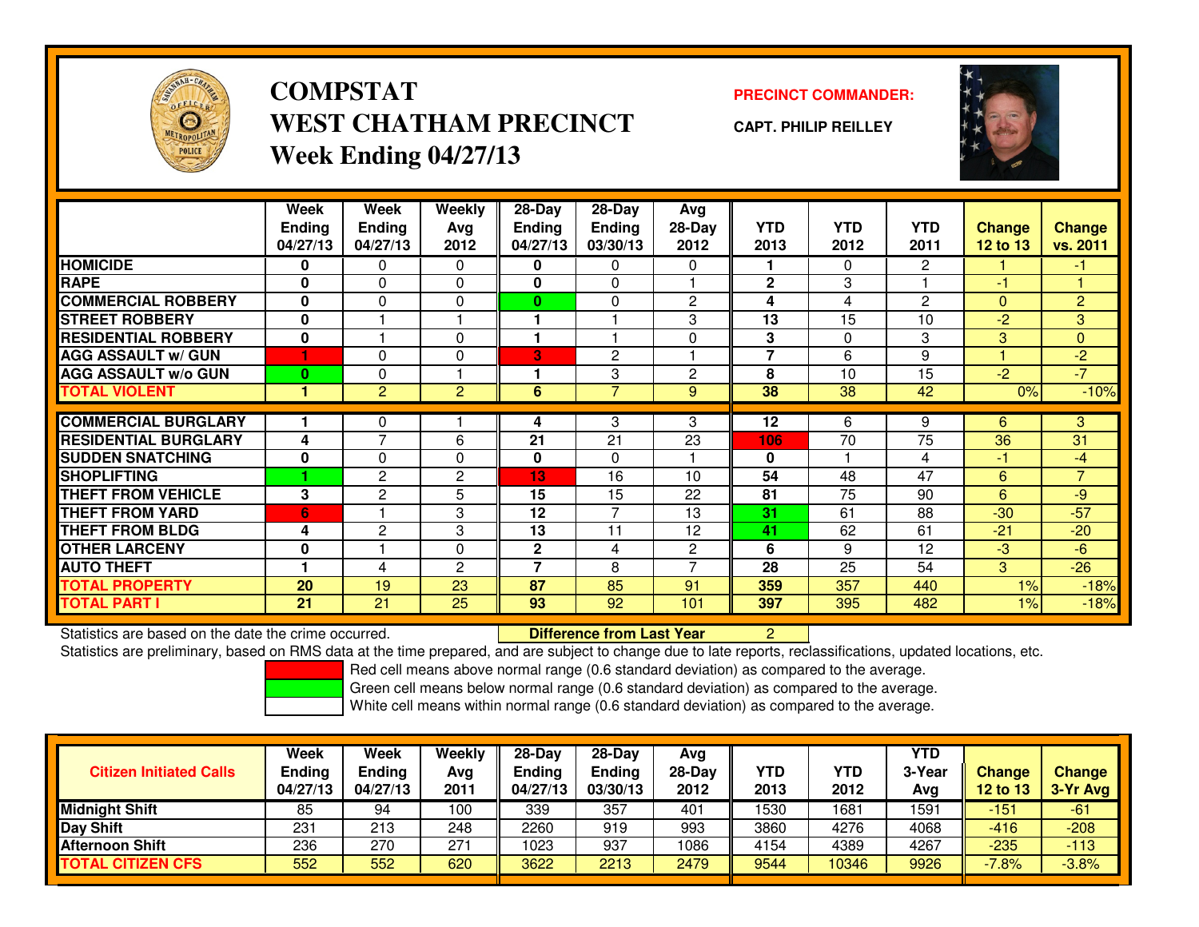# COMPSTAT
# WEST CHATHAM PRECINCT
## Week Ending 04/27/13

**PRECINCT COMMANDER:**

**CAPT. PHILIP REILLEY**

| | Week Ending 04/27/13 | Week Ending 04/27/13 | Weekly Avg 2012 | 28-Day Ending 04/27/13 | 28-Day Ending 03/30/13 | Avg 28-Day 2012 | YTD 2013 | YTD 2012 | YTD 2011 | Change 12 to 13 | Change vs. 2011 |
|---|---|---|---|---|---|---|---|---|---|---|---|
| HOMICIDE | 0 | 0 | 0 | 0 | 0 | 0 | 1 | 0 | 2 | 1 | -1 |
| RAPE | 0 | 0 | 0 | 0 | 0 | 1 | 2 | 3 | 1 | -1 | 1 |
| COMMERCIAL ROBBERY | 0 | 0 | 0 | 0 | 0 | 2 | 4 | 4 | 2 | 0 | 2 |
| STREET ROBBERY | 0 | 1 | 1 | 1 | 1 | 3 | 13 | 15 | 10 | -2 | 3 |
| RESIDENTIAL ROBBERY | 0 | 1 | 0 | 1 | 1 | 0 | 3 | 0 | 3 | 3 | 0 |
| AGG ASSAULT w/ GUN | 1 | 0 | 0 | 3 | 2 | 1 | 7 | 6 | 9 | 1 | -2 |
| AGG ASSAULT w/o GUN | 0 | 0 | 1 | 1 | 3 | 2 | 8 | 10 | 15 | -2 | -7 |
| TOTAL VIOLENT | 1 | 2 | 2 | 6 | 7 | 9 | 38 | 38 | 42 | 0% | -10% |
| COMMERCIAL BURGLARY | 1 | 0 | 1 | 4 | 3 | 3 | 12 | 6 | 9 | 6 | 3 |
| RESIDENTIAL BURGLARY | 4 | 7 | 6 | 21 | 21 | 23 | 106 | 70 | 75 | 36 | 31 |
| SUDDEN SNATCHING | 0 | 0 | 0 | 0 | 0 | 1 | 0 | 1 | 4 | -1 | -4 |
| SHOPLIFTING | 1 | 2 | 2 | 13 | 16 | 10 | 54 | 48 | 47 | 6 | 7 |
| THEFT FROM VEHICLE | 3 | 2 | 5 | 15 | 15 | 22 | 81 | 75 | 90 | 6 | -9 |
| THEFT FROM YARD | 6 | 1 | 3 | 12 | 7 | 13 | 31 | 61 | 88 | -30 | -57 |
| THEFT FROM BLDG | 4 | 2 | 3 | 13 | 11 | 12 | 41 | 62 | 61 | -21 | -20 |
| OTHER LARCENY | 0 | 1 | 0 | 2 | 4 | 2 | 6 | 9 | 12 | -3 | -6 |
| AUTO THEFT | 1 | 4 | 2 | 7 | 8 | 7 | 28 | 25 | 54 | 3 | -26 |
| TOTAL PROPERTY | 20 | 19 | 23 | 87 | 85 | 91 | 359 | 357 | 440 | 1% | -18% |
| TOTAL PART I | 21 | 21 | 25 | 93 | 92 | 101 | 397 | 395 | 482 | 1% | -18% |

Statistics are based on the date the crime occurred. **Difference from Last Year** 2

Statistics are preliminary, based on RMS data at the time prepared, and are subject to change due to late reports, reclassifications, updated locations, etc.

Red cell means above normal range (0.6 standard deviation) as compared to the average.
Green cell means below normal range (0.6 standard deviation) as compared to the average.
White cell means within normal range (0.6 standard deviation) as compared to the average.

| Citizen Initiated Calls | Week Ending 04/27/13 | Week Ending 04/27/13 | Weekly Avg 2011 | 28-Day Ending 04/27/13 | 28-Day Ending 03/30/13 | Avg 28-Day 2012 | YTD 2013 | YTD 2012 | YTD 3-Year Avg | Change 12 to 13 | Change 3-Yr Avg |
|---|---|---|---|---|---|---|---|---|---|---|---|
| Midnight Shift | 85 | 94 | 100 | 339 | 357 | 401 | 1530 | 1681 | 1591 | -151 | -61 |
| Day Shift | 231 | 213 | 248 | 2260 | 919 | 993 | 3860 | 4276 | 4068 | -416 | -208 |
| Afternoon Shift | 236 | 270 | 271 | 1023 | 937 | 1086 | 4154 | 4389 | 4267 | -235 | -113 |
| TOTAL CITIZEN CFS | 552 | 552 | 620 | 3622 | 2213 | 2479 | 9544 | 10346 | 9926 | -7.8% | -3.8% |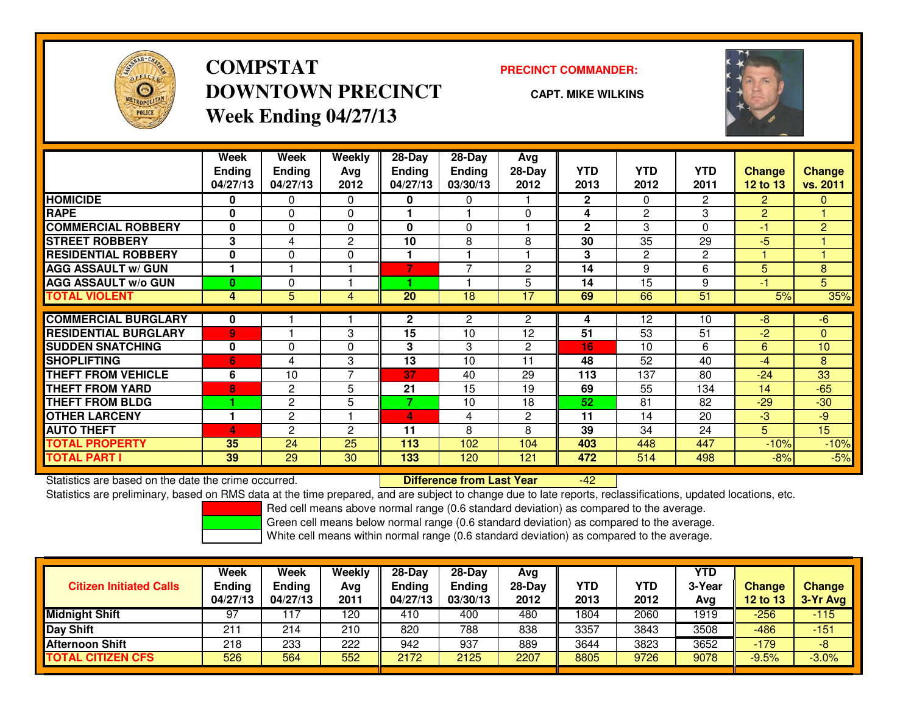# COMPSTAT
# DOWNTOWN PRECINCT
## Week Ending 04/27/13

**PRECINCT COMMANDER:**

**CAPT. MIKE WILKINS**

| | Week Ending 04/27/13 | Week Ending 04/27/13 | Weekly Avg 2012 | 28-Day Ending 04/27/13 | 28-Day Ending 03/30/13 | Avg 28-Day 2012 | YTD 2013 | YTD 2012 | YTD 2011 | Change 12 to 13 | Change vs. 2011 |
|---|---|---|---|---|---|---|---|---|---|---|---|
| HOMICIDE | 0 | 0 | 0 | 0 | 0 | 1 | 2 | 0 | 2 | 2 | 0 |
| RAPE | 0 | 0 | 0 | 1 | 1 | 0 | 4 | 2 | 3 | 2 | 1 |
| COMMERCIAL ROBBERY | 0 | 0 | 0 | 0 | 0 | 1 | 2 | 3 | 0 | -1 | 2 |
| STREET ROBBERY | 3 | 4 | 2 | 10 | 8 | 8 | 30 | 35 | 29 | -5 | 1 |
| RESIDENTIAL ROBBERY | 0 | 0 | 0 | 1 | 1 | 1 | 3 | 2 | 2 | 1 | 1 |
| AGG ASSAULT w/ GUN | 1 | 1 | 1 | 7 | 7 | 2 | 14 | 9 | 6 | 5 | 8 |
| AGG ASSAULT w/o GUN | 0 | 0 | 1 | 1 | 1 | 5 | 14 | 15 | 9 | -1 | 5 |
| TOTAL VIOLENT | 4 | 5 | 4 | 20 | 18 | 17 | 69 | 66 | 51 | 5% | 35% |
| COMMERCIAL BURGLARY | 0 | 1 | 1 | 2 | 2 | 2 | 4 | 12 | 10 | -8 | -6 |
| RESIDENTIAL BURGLARY | 9 | 1 | 3 | 15 | 10 | 12 | 51 | 53 | 51 | -2 | 0 |
| SUDDEN SNATCHING | 0 | 0 | 0 | 3 | 3 | 2 | 16 | 10 | 6 | 6 | 10 |
| SHOPLIFTING | 6 | 4 | 3 | 13 | 10 | 11 | 48 | 52 | 40 | -4 | 8 |
| THEFT FROM VEHICLE | 6 | 10 | 7 | 37 | 40 | 29 | 113 | 137 | 80 | -24 | 33 |
| THEFT FROM YARD | 8 | 2 | 5 | 21 | 15 | 19 | 69 | 55 | 134 | 14 | -65 |
| THEFT FROM BLDG | 1 | 2 | 5 | 7 | 10 | 18 | 52 | 81 | 82 | -29 | -30 |
| OTHER LARCENY | 1 | 2 | 1 | 4 | 4 | 2 | 11 | 14 | 20 | -3 | -9 |
| AUTO THEFT | 4 | 2 | 2 | 11 | 8 | 8 | 39 | 34 | 24 | 5 | 15 |
| TOTAL PROPERTY | 35 | 24 | 25 | 113 | 102 | 104 | 403 | 448 | 447 | -10% | -10% |
| TOTAL PART I | 39 | 29 | 30 | 133 | 120 | 121 | 472 | 514 | 498 | -8% | -5% |

Statistics are based on the date the crime occurred. **Difference from Last Year** -42

Statistics are preliminary, based on RMS data at the time prepared, and are subject to change due to late reports, reclassifications, updated locations, etc.

Red cell means above normal range (0.6 standard deviation) as compared to the average.
Green cell means below normal range (0.6 standard deviation) as compared to the average.
White cell means within normal range (0.6 standard deviation) as compared to the average.

| Citizen Initiated Calls | Week Ending 04/27/13 | Week Ending 04/27/13 | Weekly Avg 2011 | 28-Day Ending 04/27/13 | 28-Day Ending 03/30/13 | Avg 28-Day 2012 | YTD 2013 | YTD 2012 | YTD 3-Year Avg | Change 12 to 13 | Change 3-Yr Avg |
|---|---|---|---|---|---|---|---|---|---|---|---|
| Midnight Shift | 97 | 117 | 120 | 410 | 400 | 480 | 1804 | 2060 | 1919 | -256 | -115 |
| Day Shift | 211 | 214 | 210 | 820 | 788 | 838 | 3357 | 3843 | 3508 | -486 | -151 |
| Afternoon Shift | 218 | 233 | 222 | 942 | 937 | 889 | 3644 | 3823 | 3652 | -179 | -8 |
| TOTAL CITIZEN CFS | 526 | 564 | 552 | 2172 | 2125 | 2207 | 8805 | 9726 | 9078 | -9.5% | -3.0% |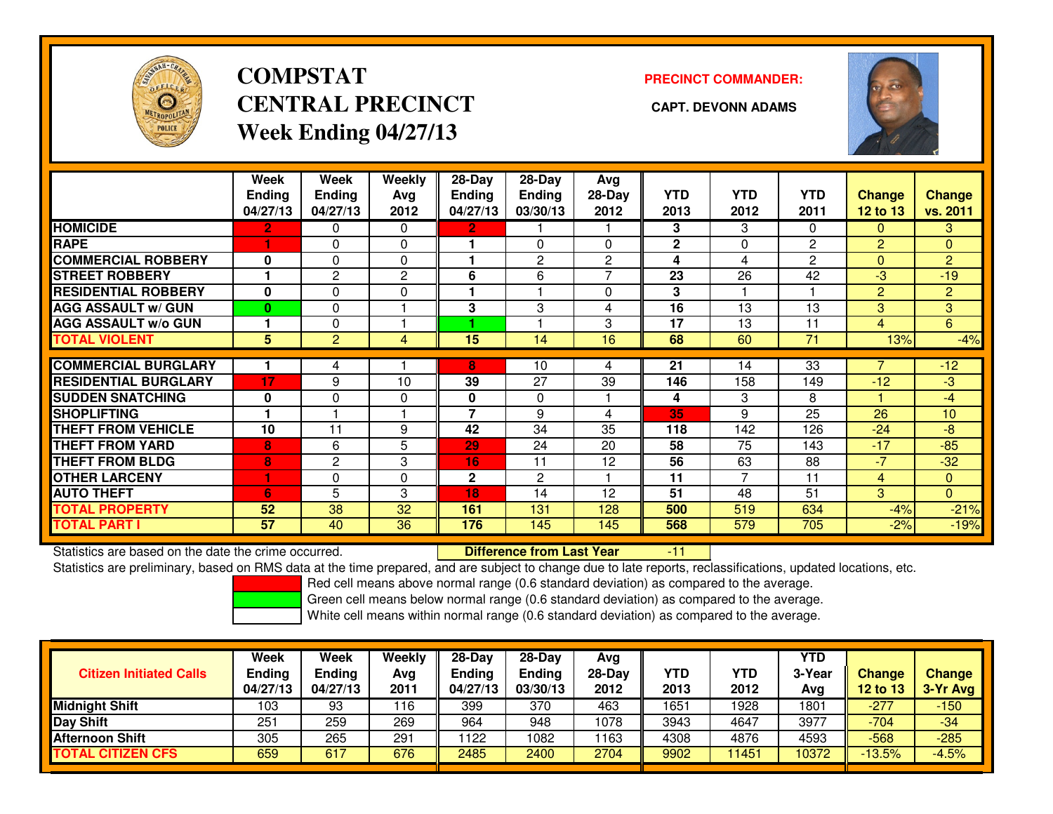# COMPSTAT
# CENTRAL PRECINCT
## Week Ending 04/27/13

**PRECINCT COMMANDER:**

**CAPT. DEVONN ADAMS**

| | Week Ending 04/27/13 | Week Ending 04/27/13 | Weekly Avg 2012 | 28-Day Ending 04/27/13 | 28-Day Ending 03/30/13 | Avg 28-Day 2012 | YTD 2013 | YTD 2012 | YTD 2011 | Change 12 to 13 | Change vs. 2011 |
|---|---|---|---|---|---|---|---|---|---|---|---|
| HOMICIDE | 2 | 0 | 0 | 2 | 1 | 1 | 3 | 3 | 0 | 0 | 3 |
| RAPE | 1 | 0 | 0 | 1 | 0 | 0 | 2 | 0 | 2 | 2 | 0 |
| COMMERCIAL ROBBERY | 0 | 0 | 0 | 1 | 2 | 2 | 4 | 4 | 2 | 0 | 2 |
| STREET ROBBERY | 1 | 2 | 2 | 6 | 6 | 7 | 23 | 26 | 42 | -3 | -19 |
| RESIDENTIAL ROBBERY | 0 | 0 | 0 | 1 | 1 | 0 | 3 | 1 | 1 | 2 | 2 |
| AGG ASSAULT w/ GUN | 0 | 0 | 1 | 3 | 3 | 4 | 16 | 13 | 13 | 3 | 3 |
| AGG ASSAULT w/o GUN | 1 | 0 | 1 | 1 | 1 | 3 | 17 | 13 | 11 | 4 | 6 |
| TOTAL VIOLENT | 5 | 2 | 4 | 15 | 14 | 16 | 68 | 60 | 71 | 13% | -4% |
| COMMERCIAL BURGLARY | 1 | 4 | 1 | 8 | 10 | 4 | 21 | 14 | 33 | 7 | -12 |
| RESIDENTIAL BURGLARY | 17 | 9 | 10 | 39 | 27 | 39 | 146 | 158 | 149 | -12 | -3 |
| SUDDEN SNATCHING | 0 | 0 | 0 | 0 | 0 | 1 | 4 | 3 | 8 | 1 | -4 |
| SHOPLIFTING | 1 | 1 | 1 | 7 | 9 | 4 | 35 | 9 | 25 | 26 | 10 |
| THEFT FROM VEHICLE | 10 | 11 | 9 | 42 | 34 | 35 | 118 | 142 | 126 | -24 | -8 |
| THEFT FROM YARD | 8 | 6 | 5 | 29 | 24 | 20 | 58 | 75 | 143 | -17 | -85 |
| THEFT FROM BLDG | 8 | 2 | 3 | 16 | 11 | 12 | 56 | 63 | 88 | -7 | -32 |
| OTHER LARCENY | 1 | 0 | 0 | 2 | 2 | 1 | 11 | 7 | 11 | 4 | 0 |
| AUTO THEFT | 6 | 5 | 3 | 18 | 14 | 12 | 51 | 48 | 51 | 3 | 0 |
| TOTAL PROPERTY | 52 | 38 | 32 | 161 | 131 | 128 | 500 | 519 | 634 | -4% | -21% |
| TOTAL PART I | 57 | 40 | 36 | 176 | 145 | 145 | 568 | 579 | 705 | -2% | -19% |

Statistics are based on the date the crime occurred. **Difference from Last Year** -11

Statistics are preliminary, based on RMS data at the time prepared, and are subject to change due to late reports, reclassifications, updated locations, etc.

Red cell means above normal range (0.6 standard deviation) as compared to the average.

Green cell means below normal range (0.6 standard deviation) as compared to the average.

White cell means within normal range (0.6 standard deviation) as compared to the average.

| Citizen Initiated Calls | Week Ending 04/27/13 | Week Ending 04/27/13 | Weekly Avg 2011 | 28-Day Ending 04/27/13 | 28-Day Ending 03/30/13 | Avg 28-Day 2012 | YTD 2013 | YTD 2012 | YTD 3-Year Avg | Change 12 to 13 | Change 3-Yr Avg |
|---|---|---|---|---|---|---|---|---|---|---|---|
| Midnight Shift | 103 | 93 | 116 | 399 | 370 | 463 | 1651 | 1928 | 1801 | -277 | -150 |
| Day Shift | 251 | 259 | 269 | 964 | 948 | 1078 | 3943 | 4647 | 3977 | -704 | -34 |
| Afternoon Shift | 305 | 265 | 291 | 1122 | 1082 | 1163 | 4308 | 4876 | 4593 | -568 | -285 |
| TOTAL CITIZEN CFS | 659 | 617 | 676 | 2485 | 2400 | 2704 | 9902 | 11451 | 10372 | -13.5% | -4.5% |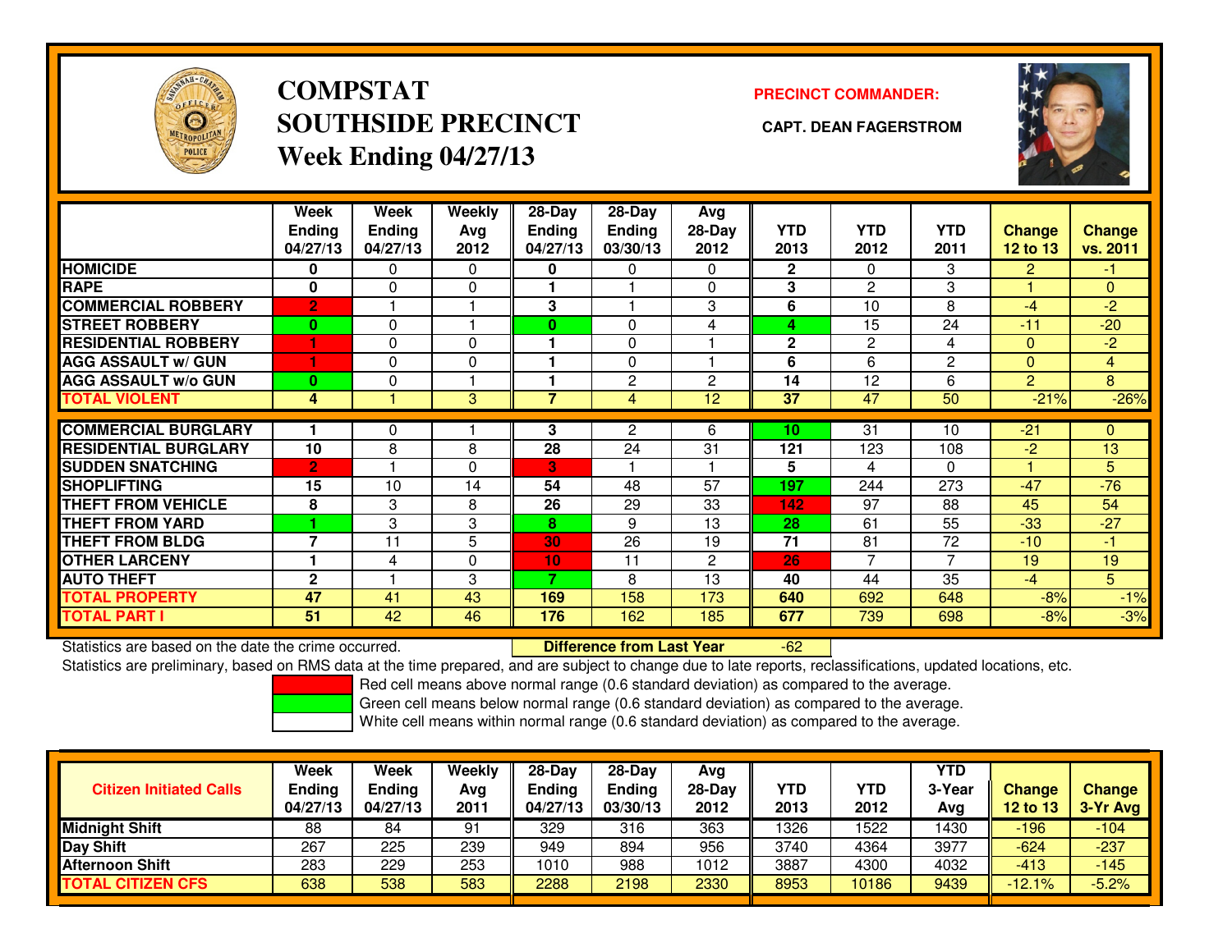# COMPSTAT
# SOUTHSIDE PRECINCT
# Week Ending 04/27/13

**PRECINCT COMMANDER:**

**CAPT. DEAN FAGERSTROM**

| | Week Ending 04/27/13 | Week Ending 04/27/13 | Weekly Avg 2012 | 28-Day Ending 04/27/13 | 28-Day Ending 03/30/13 | Avg 28-Day 2012 | YTD 2013 | YTD 2012 | YTD 2011 | Change 12 to 13 | Change vs. 2011 |
|---|---|---|---|---|---|---|---|---|---|---|---|
| HOMICIDE | 0 | 0 | 0 | 0 | 0 | 0 | 2 | 0 | 3 | 2 | -1 |
| RAPE | 0 | 0 | 0 | 1 | 1 | 0 | 3 | 2 | 3 | 1 | 0 |
| COMMERCIAL ROBBERY | 2 | 1 | 1 | 3 | 1 | 3 | 6 | 10 | 8 | -4 | -2 |
| STREET ROBBERY | 0 | 0 | 1 | 0 | 0 | 4 | 4 | 15 | 24 | -11 | -20 |
| RESIDENTIAL ROBBERY | 1 | 0 | 0 | 1 | 0 | 1 | 2 | 2 | 4 | 0 | -2 |
| AGG ASSAULT w/ GUN | 1 | 0 | 0 | 1 | 0 | 1 | 6 | 6 | 2 | 0 | 4 |
| AGG ASSAULT w/o GUN | 0 | 0 | 1 | 1 | 2 | 2 | 14 | 12 | 6 | 2 | 8 |
| TOTAL VIOLENT | 4 | 1 | 3 | 7 | 4 | 12 | 37 | 47 | 50 | -21% | -26% |
| COMMERCIAL BURGLARY | 1 | 0 | 1 | 3 | 2 | 6 | 10 | 31 | 10 | -21 | 0 |
| RESIDENTIAL BURGLARY | 10 | 8 | 8 | 28 | 24 | 31 | 121 | 123 | 108 | -2 | 13 |
| SUDDEN SNATCHING | 2 | 1 | 0 | 3 | 1 | 1 | 5 | 4 | 0 | 1 | 5 |
| SHOPLIFTING | 15 | 10 | 14 | 54 | 48 | 57 | 197 | 244 | 273 | -47 | -76 |
| THEFT FROM VEHICLE | 8 | 3 | 8 | 26 | 29 | 33 | 142 | 97 | 88 | 45 | 54 |
| THEFT FROM YARD | 1 | 3 | 3 | 8 | 9 | 13 | 28 | 61 | 55 | -33 | -27 |
| THEFT FROM BLDG | 7 | 11 | 5 | 30 | 26 | 19 | 71 | 81 | 72 | -10 | -1 |
| OTHER LARCENY | 1 | 4 | 0 | 10 | 11 | 2 | 26 | 7 | 7 | 19 | 19 |
| AUTO THEFT | 2 | 1 | 3 | 7 | 8 | 13 | 40 | 44 | 35 | -4 | 5 |
| TOTAL PROPERTY | 47 | 41 | 43 | 169 | 158 | 173 | 640 | 692 | 648 | -8% | -1% |
| TOTAL PART I | 51 | 42 | 46 | 176 | 162 | 185 | 677 | 739 | 698 | -8% | -3% |

Statistics are based on the date the crime occurred. **Difference from Last Year** -62

Statistics are preliminary, based on RMS data at the time prepared, and are subject to change due to late reports, reclassifications, updated locations, etc.

Red cell means above normal range (0.6 standard deviation) as compared to the average.
Green cell means below normal range (0.6 standard deviation) as compared to the average.
White cell means within normal range (0.6 standard deviation) as compared to the average.

| Citizen Initiated Calls | Week Ending 04/27/13 | Week Ending 04/27/13 | Weekly Avg 2011 | 28-Day Ending 04/27/13 | 28-Day Ending 03/30/13 | Avg 28-Day 2012 | YTD 2013 | YTD 2012 | YTD 3-Year Avg | Change 12 to 13 | Change 3-Yr Avg |
|---|---|---|---|---|---|---|---|---|---|---|---|
| Midnight Shift | 88 | 84 | 91 | 329 | 316 | 363 | 1326 | 1522 | 1430 | -196 | -104 |
| Day Shift | 267 | 225 | 239 | 949 | 894 | 956 | 3740 | 4364 | 3977 | -624 | -237 |
| Afternoon Shift | 283 | 229 | 253 | 1010 | 988 | 1012 | 3887 | 4300 | 4032 | -413 | -145 |
| TOTAL CITIZEN CFS | 638 | 538 | 583 | 2288 | 2198 | 2330 | 8953 | 10186 | 9439 | -12.1% | -5.2% |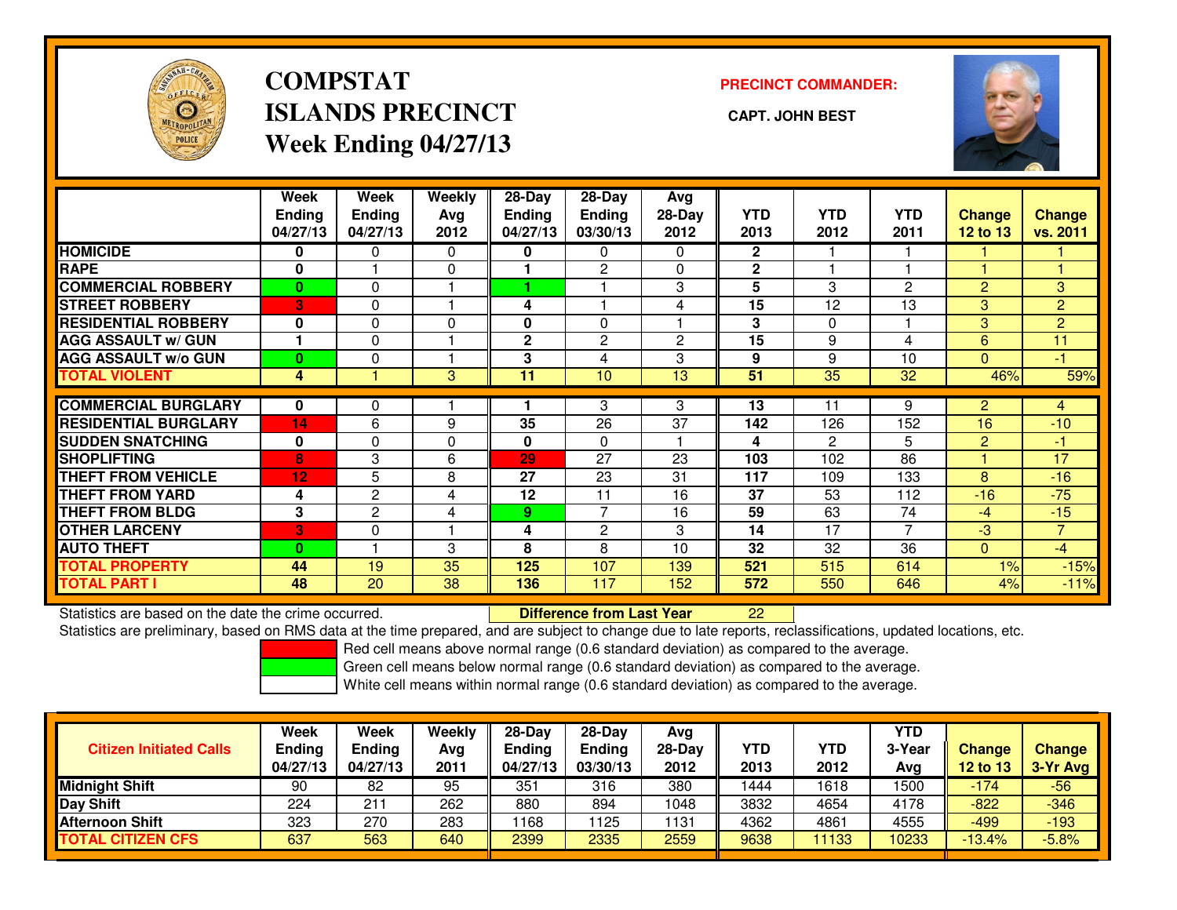# COMPSTAT
# ISLANDS PRECINCT
# Week Ending 04/27/13

**PRECINCT COMMANDER:**

**CAPT. JOHN BEST**

| | Week Ending 04/27/13 | Week Ending 04/27/13 | Weekly Avg 2012 | 28-Day Ending 04/27/13 | 28-Day Ending 03/30/13 | Avg 28-Day 2012 | YTD 2013 | YTD 2012 | YTD 2011 | Change 12 to 13 | Change vs. 2011 |
|---|---|---|---|---|---|---|---|---|---|---|---|
| HOMICIDE | 0 | 0 | 0 | 0 | 0 | 0 | 2 | 1 | 1 | 1 | 1 |
| RAPE | 0 | 1 | 0 | 1 | 2 | 0 | 2 | 1 | 1 | 1 | 1 |
| COMMERCIAL ROBBERY | 0 | 0 | 1 | 1 | 1 | 3 | 5 | 3 | 2 | 2 | 3 |
| STREET ROBBERY | 3 | 0 | 1 | 4 | 1 | 4 | 15 | 12 | 13 | 3 | 2 |
| RESIDENTIAL ROBBERY | 0 | 0 | 0 | 0 | 0 | 1 | 3 | 0 | 1 | 3 | 2 |
| AGG ASSAULT w/ GUN | 1 | 0 | 1 | 2 | 2 | 2 | 15 | 9 | 4 | 6 | 11 |
| AGG ASSAULT w/o GUN | 0 | 0 | 1 | 3 | 4 | 3 | 9 | 9 | 10 | 0 | -1 |
| TOTAL VIOLENT | 4 | 1 | 3 | 11 | 10 | 13 | 51 | 35 | 32 | 46% | 59% |
| COMMERCIAL BURGLARY | 0 | 0 | 1 | 1 | 3 | 3 | 13 | 11 | 9 | 2 | 4 |
| RESIDENTIAL BURGLARY | 14 | 6 | 9 | 35 | 26 | 37 | 142 | 126 | 152 | 16 | -10 |
| SUDDEN SNATCHING | 0 | 0 | 0 | 0 | 0 | 1 | 4 | 2 | 5 | 2 | -1 |
| SHOPLIFTING | 8 | 3 | 6 | 29 | 27 | 23 | 103 | 102 | 86 | 1 | 17 |
| THEFT FROM VEHICLE | 12 | 5 | 8 | 27 | 23 | 31 | 117 | 109 | 133 | 8 | -16 |
| THEFT FROM YARD | 4 | 2 | 4 | 12 | 11 | 16 | 37 | 53 | 112 | -16 | -75 |
| THEFT FROM BLDG | 3 | 2 | 4 | 9 | 7 | 16 | 59 | 63 | 74 | -4 | -15 |
| OTHER LARCENY | 3 | 0 | 1 | 4 | 2 | 3 | 14 | 17 | 7 | -3 | 7 |
| AUTO THEFT | 0 | 1 | 3 | 8 | 8 | 10 | 32 | 32 | 36 | 0 | -4 |
| TOTAL PROPERTY | 44 | 19 | 35 | 125 | 107 | 139 | 521 | 515 | 614 | 1% | -15% |
| TOTAL PART I | 48 | 20 | 38 | 136 | 117 | 152 | 572 | 550 | 646 | 4% | -11% |

Statistics are based on the date the crime occurred. **Difference from Last Year** 22

Statistics are preliminary, based on RMS data at the time prepared, and are subject to change due to late reports, reclassifications, updated locations, etc.

Red cell means above normal range (0.6 standard deviation) as compared to the average.

Green cell means below normal range (0.6 standard deviation) as compared to the average.

White cell means within normal range (0.6 standard deviation) as compared to the average.

| Citizen Initiated Calls | Week Ending 04/27/13 | Week Ending 04/27/13 | Weekly Avg 2011 | 28-Day Ending 04/27/13 | 28-Day Ending 03/30/13 | Avg 28-Day 2012 | YTD 2013 | YTD 2012 | YTD 3-Year Avg | Change 12 to 13 | Change 3-Yr Avg |
|---|---|---|---|---|---|---|---|---|---|---|---|
| Midnight Shift | 90 | 82 | 95 | 351 | 316 | 380 | 1444 | 1618 | 1500 | -174 | -56 |
| Day Shift | 224 | 211 | 262 | 880 | 894 | 1048 | 3832 | 4654 | 4178 | -822 | -346 |
| Afternoon Shift | 323 | 270 | 283 | 1168 | 1125 | 1131 | 4362 | 4861 | 4555 | -499 | -193 |
| TOTAL CITIZEN CFS | 637 | 563 | 640 | 2399 | 2335 | 2559 | 9638 | 11133 | 10233 | -13.4% | -5.8% |